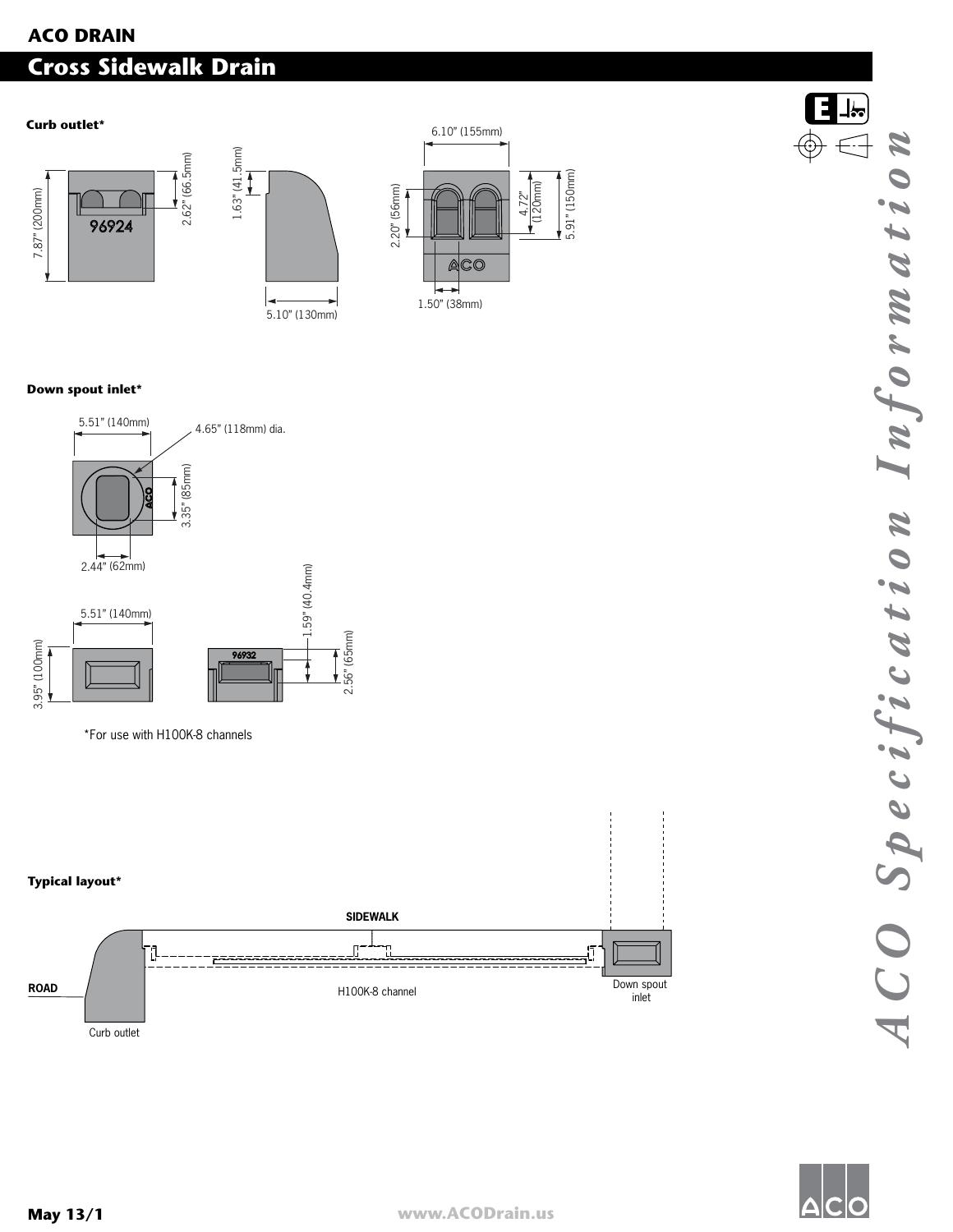# ACO DRAIN

## Cross Sidewalk Drain

**Curb outlet***

96924

7.87" (200mm)

2.62" (66.5mm)

1.63" (41.5mm)

5.10" (130mm)

6.10" (155mm)

2.20" (56mm)

4.72" (120mm)

5.91" (150mm)

1.50" (38mm)

ACO

**Down spout inlet***

5.51" (140mm)

4.65" (118mm) dia.

3.35" (85mm)

2.44" (62mm)

5.51" (140mm)

3.95" (100mm)

96932

1.59" (40.4mm)

2.56" (65mm)

*For use with H100K-8 channels

**Typical layout***

SIDEWALK

ROAD

H100K-8 channel

Down spout inlet

Curb outlet

*ACO Specification Information*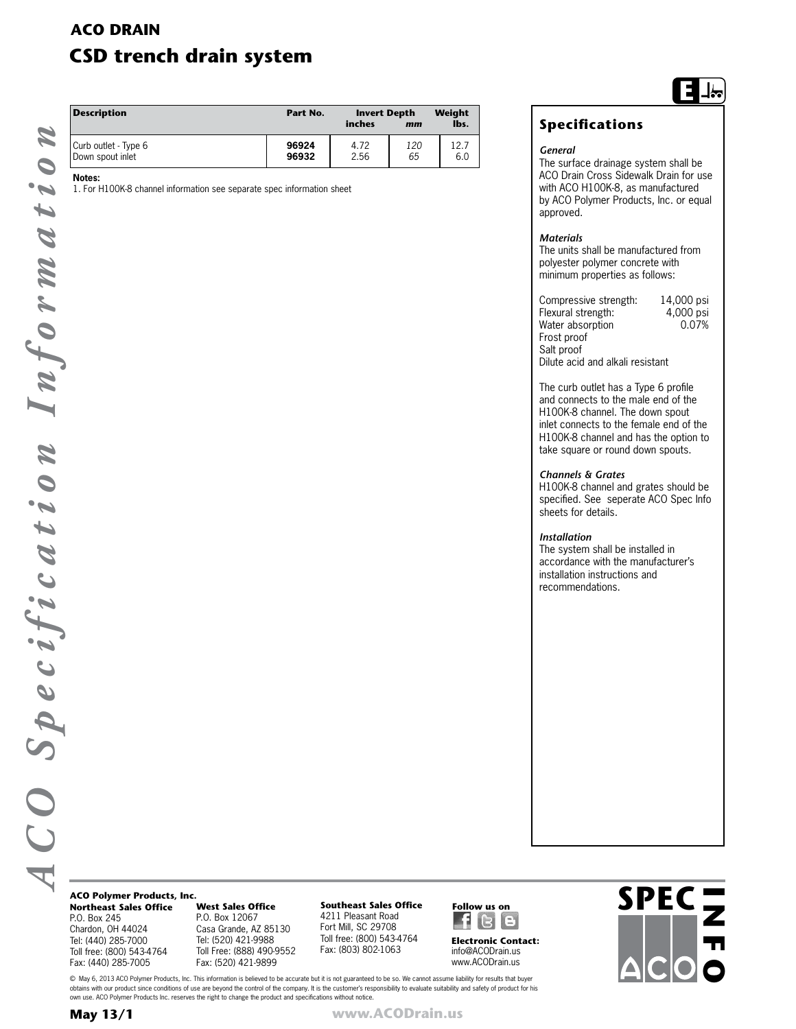# ACO DRAIN

## CSD trench drain system

| Description | Part No. | Invert Depth inches | *mm* | Weight lbs. |
|---|---|---|---|---|
| Curb outlet - Type 6 | **96924** | 4.72 | *120* | 12.7 |
| Down spout inlet | **96932** | 2.56 | *65* | 6.0 |

**Notes:**

1. For H100K-8 channel information see separate spec information sheet

### Specifications

***General***

The surface drainage system shall be ACO Drain Cross Sidewalk Drain for use with ACO H100K-8, as manufactured by ACO Polymer Products, Inc. or equal approved.

***Materials***

The units shall be manufactured from polyester polymer concrete with minimum properties as follows:

| | |
|---|---|
| Compressive strength: | 14,000 psi |
| Flexural strength: | 4,000 psi |
| Water absorption | 0.07% |

Frost proof
Salt proof
Dilute acid and alkali resistant

The curb outlet has a Type 6 profile and connects to the male end of the H100K-8 channel. The down spout inlet connects to the female end of the H100K-8 channel and has the option to take square or round down spouts.

***Channels & Grates***

H100K-8 channel and grates should be specified. See seperate ACO Spec Info sheets for details.

***Installation***

The system shall be installed in accordance with the manufacturer's installation instructions and recommendations.

**ACO Polymer Products, Inc.**

**Northeast Sales Office**
P.O. Box 245
Chardon, OH 44024
Tel: (440) 285-7000
Toll free: (800) 543-4764
Fax: (440) 285-7005

**West Sales Office**
P.O. Box 12067
Casa Grande, AZ 85130
Tel: (520) 421-9988
Toll Free: (888) 490-9552
Fax: (520) 421-9899

**Southeast Sales Office**
4211 Pleasant Road
Fort Mill, SC 29708
Toll free: (800) 543-4764
Fax: (803) 802-1063

**Follow us on**

**Electronic Contact:**
info@ACODrain.us
www.ACODrain.us

© May 6, 2013 ACO Polymer Products, Inc. This information is believed to be accurate but it is not guaranteed to be so. We cannot assume liability for results that buyer obtains with our product since conditions of use are beyond the control of the company. It is the customer's responsibility to evaluate suitability and safety of product for his own use. ACO Polymer Products Inc. reserves the right to change the product and specifications without notice.